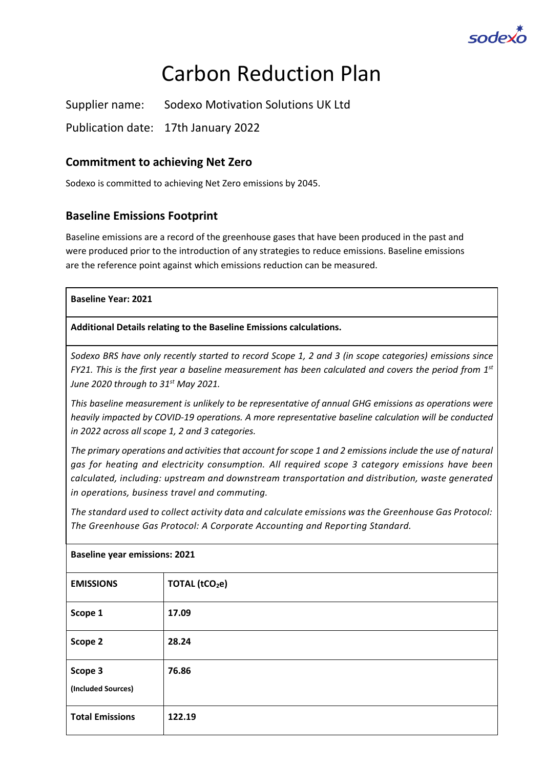# Carbon Reduction Plan

Supplier name: Sodexo Motivation Solutions UK Ltd

Publication date: 17th January 2022

## Commitment to achieving Net Zero

Sodexo is committed to achieving Net Zero emissions by 2045.

## Baseline Emissions Footprint

Baseline emissions are a record of the greenhouse gases that have been produced in the past and were produced prior to the introduction of any strategies to reduce emissions. Baseline emissions are the reference point against which emissions reduction can be measured.

**Baseline Year: 2021**

**Additional Details relating to the Baseline Emissions calculations.**

*Sodexo BRS have only recently started to record Scope 1, 2 and 3 (in scope categories) emissions since FY21. This is the first year a baseline measurement has been calculated and covers the period from 1st June 2020 through to 31st May 2021.*

*This baseline measurement is unlikely to be representative of annual GHG emissions as operations were heavily impacted by COVID-19 operations. A more representative baseline calculation will be conducted in 2022 across all scope 1, 2 and 3 categories.*

*The primary operations and activities that account for scope 1 and 2 emissions include the use of natural gas for heating and electricity consumption. All required scope 3 category emissions have been calculated, including: upstream and downstream transportation and distribution, waste generated in operations, business travel and commuting.*

*The standard used to collect activity data and calculate emissions was the Greenhouse Gas Protocol: The Greenhouse Gas Protocol: A Corporate Accounting and Reporting Standard.*

**Baseline year emissions: 2021**

| EMISSIONS | TOTAL ($tCO_2e$) |
|---|---|
| **Scope 1** | **17.09** |
| **Scope 2** | **28.24** |
| **Scope 3** (Included Sources) | **76.86** |
| **Total Emissions** | **122.19** |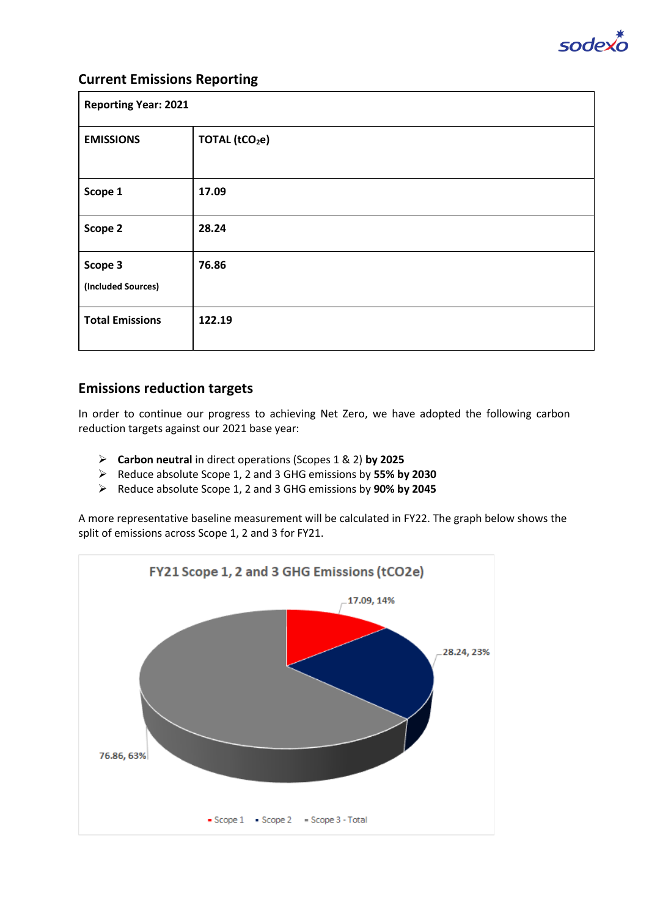## Current Emissions Reporting

| Reporting Year: 2021 | |
|---|---|
| **EMISSIONS** | **TOTAL ($tCO_2e$)** |
| **Scope 1** | **17.09** |
| **Scope 2** | **28.24** |
| **Scope 3** (Included Sources) | **76.86** |
| **Total Emissions** | **122.19** |

## Emissions reduction targets

In order to continue our progress to achieving Net Zero, we have adopted the following carbon reduction targets against our 2021 base year:

- **Carbon neutral** in direct operations (Scopes 1 & 2) **by 2025**
- Reduce absolute Scope 1, 2 and 3 GHG emissions by **55% by 2030**
- Reduce absolute Scope 1, 2 and 3 GHG emissions by **90% by 2045**

A more representative baseline measurement will be calculated in FY22. The graph below shows the split of emissions across Scope 1, 2 and 3 for FY21.

**FY21 Scope 1, 2 and 3 GHG Emissions (tCO2e)**

| Scope | tCO2e | Share |
|---|---|---|
| Scope 1 | 17.09 | 14% |
| Scope 2 | 28.24 | 23% |
| Scope 3 - Total | 76.86 | 63% |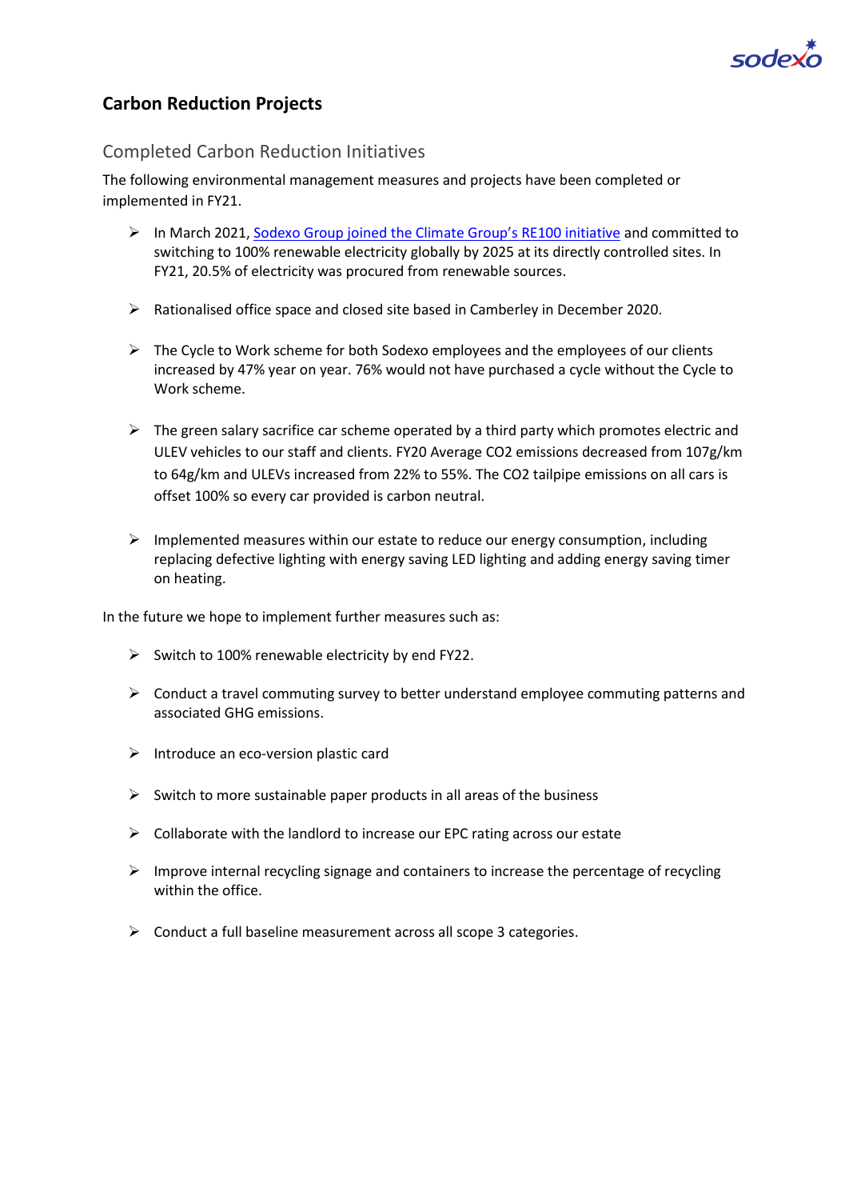## Carbon Reduction Projects

### Completed Carbon Reduction Initiatives

The following environmental management measures and projects have been completed or implemented in FY21.

- In March 2021, Sodexo Group joined the Climate Group's RE100 initiative and committed to switching to 100% renewable electricity globally by 2025 at its directly controlled sites. In FY21, 20.5% of electricity was procured from renewable sources.
- Rationalised office space and closed site based in Camberley in December 2020.
- The Cycle to Work scheme for both Sodexo employees and the employees of our clients increased by 47% year on year. 76% would not have purchased a cycle without the Cycle to Work scheme.
- The green salary sacrifice car scheme operated by a third party which promotes electric and ULEV vehicles to our staff and clients. FY20 Average $CO_2$ emissions decreased from 107g/km to 64g/km and ULEVs increased from 22% to 55%. The $CO_2$ tailpipe emissions on all cars is offset 100% so every car provided is carbon neutral.
- Implemented measures within our estate to reduce our energy consumption, including replacing defective lighting with energy saving LED lighting and adding energy saving timer on heating.

In the future we hope to implement further measures such as:

- Switch to 100% renewable electricity by end FY22.
- Conduct a travel commuting survey to better understand employee commuting patterns and associated GHG emissions.
- Introduce an eco-version plastic card
- Switch to more sustainable paper products in all areas of the business
- Collaborate with the landlord to increase our EPC rating across our estate
- Improve internal recycling signage and containers to increase the percentage of recycling within the office.
- Conduct a full baseline measurement across all scope 3 categories.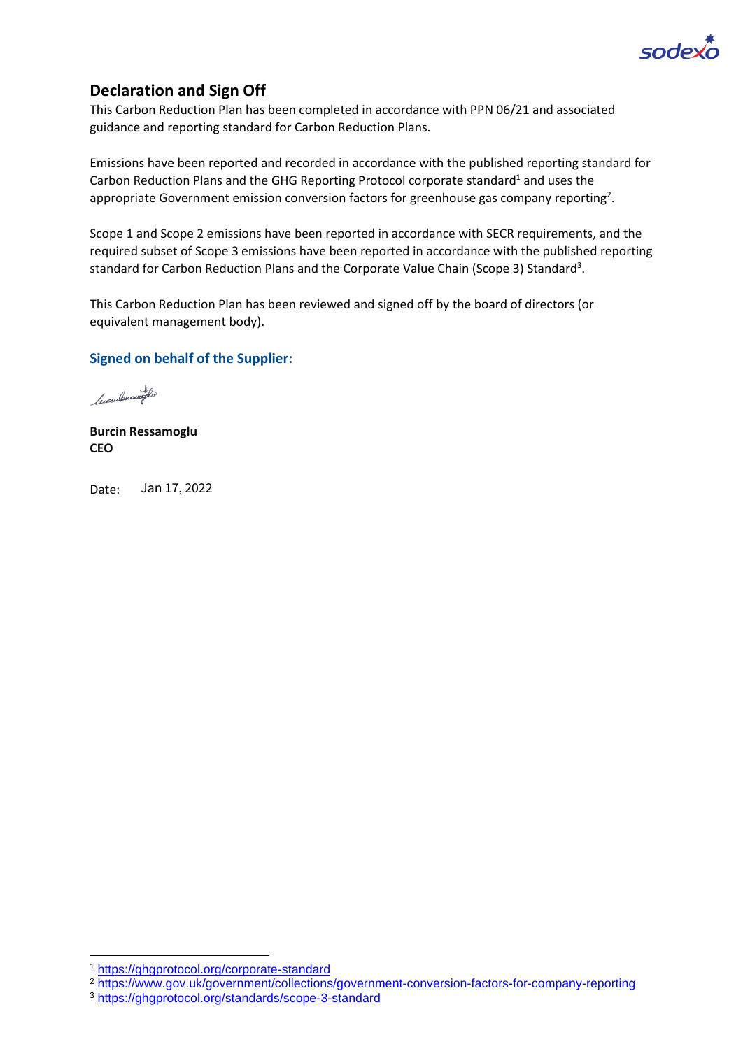## Declaration and Sign Off

This Carbon Reduction Plan has been completed in accordance with PPN 06/21 and associated guidance and reporting standard for Carbon Reduction Plans.

Emissions have been reported and recorded in accordance with the published reporting standard for Carbon Reduction Plans and the GHG Reporting Protocol corporate standard[1] and uses the appropriate Government emission conversion factors for greenhouse gas company reporting[2].

Scope 1 and Scope 2 emissions have been reported in accordance with SECR requirements, and the required subset of Scope 3 emissions have been reported in accordance with the published reporting standard for Carbon Reduction Plans and the Corporate Value Chain (Scope 3) Standard[3].

This Carbon Reduction Plan has been reviewed and signed off by the board of directors (or equivalent management body).

**Signed on behalf of the Supplier:**

**Burcin Ressamoglu**
**CEO**

Date: Jan 17, 2022

---

[1] https://ghgprotocol.org/corporate-standard

[2] https://www.gov.uk/government/collections/government-conversion-factors-for-company-reporting

[3] https://ghgprotocol.org/standards/scope-3-standard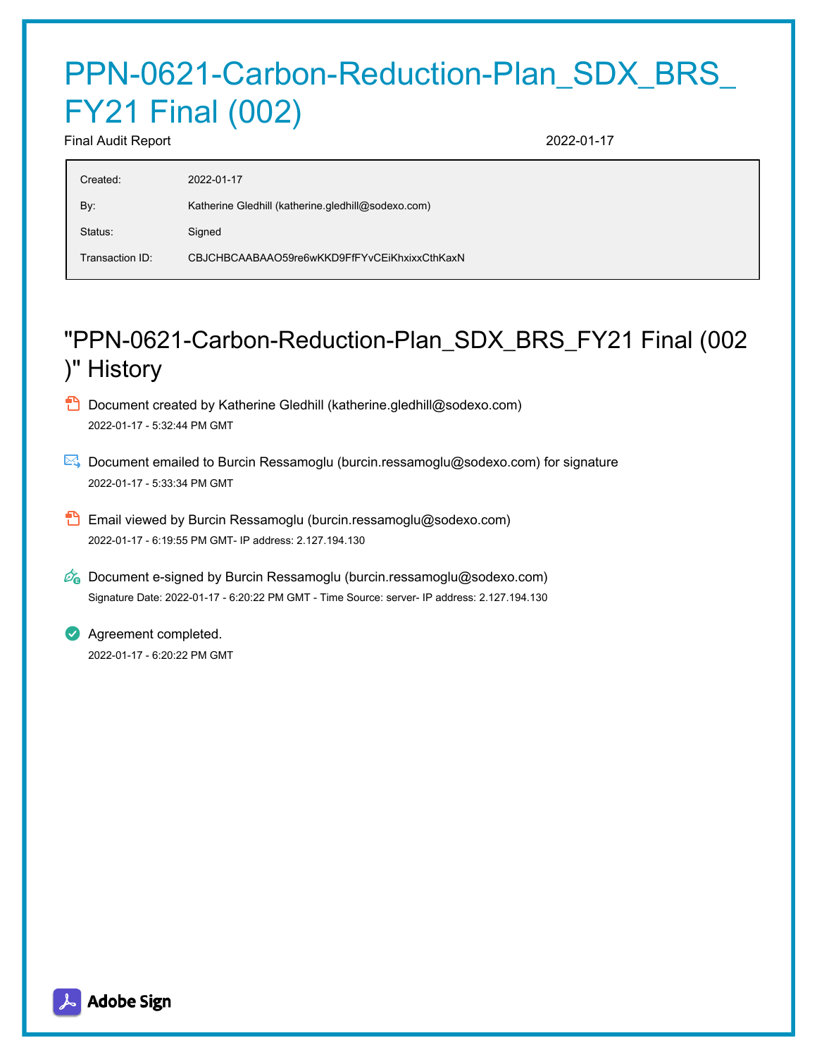# PPN-0621-Carbon-Reduction-Plan_SDX_BRS_FY21 Final (002)

Final Audit Report 2022-01-17

| | |
|---|---|
| Created: | 2022-01-17 |
| By: | Katherine Gledhill (katherine.gledhill@sodexo.com) |
| Status: | Signed |
| Transaction ID: | CBJCHBCAABAAO59re6wKKD9FfFYvCEiKhxixxCthKaxN |

## "PPN-0621-Carbon-Reduction-Plan_SDX_BRS_FY21 Final (002)" History

- Document created by Katherine Gledhill (katherine.gledhill@sodexo.com)
  2022-01-17 - 5:32:44 PM GMT

- Document emailed to Burcin Ressamoglu (burcin.ressamoglu@sodexo.com) for signature
  2022-01-17 - 5:33:34 PM GMT

- Email viewed by Burcin Ressamoglu (burcin.ressamoglu@sodexo.com)
  2022-01-17 - 6:19:55 PM GMT- IP address: 2.127.194.130

- Document e-signed by Burcin Ressamoglu (burcin.ressamoglu@sodexo.com)
  Signature Date: 2022-01-17 - 6:20:22 PM GMT - Time Source: server- IP address: 2.127.194.130

- Agreement completed.
  2022-01-17 - 6:20:22 PM GMT

Adobe Sign